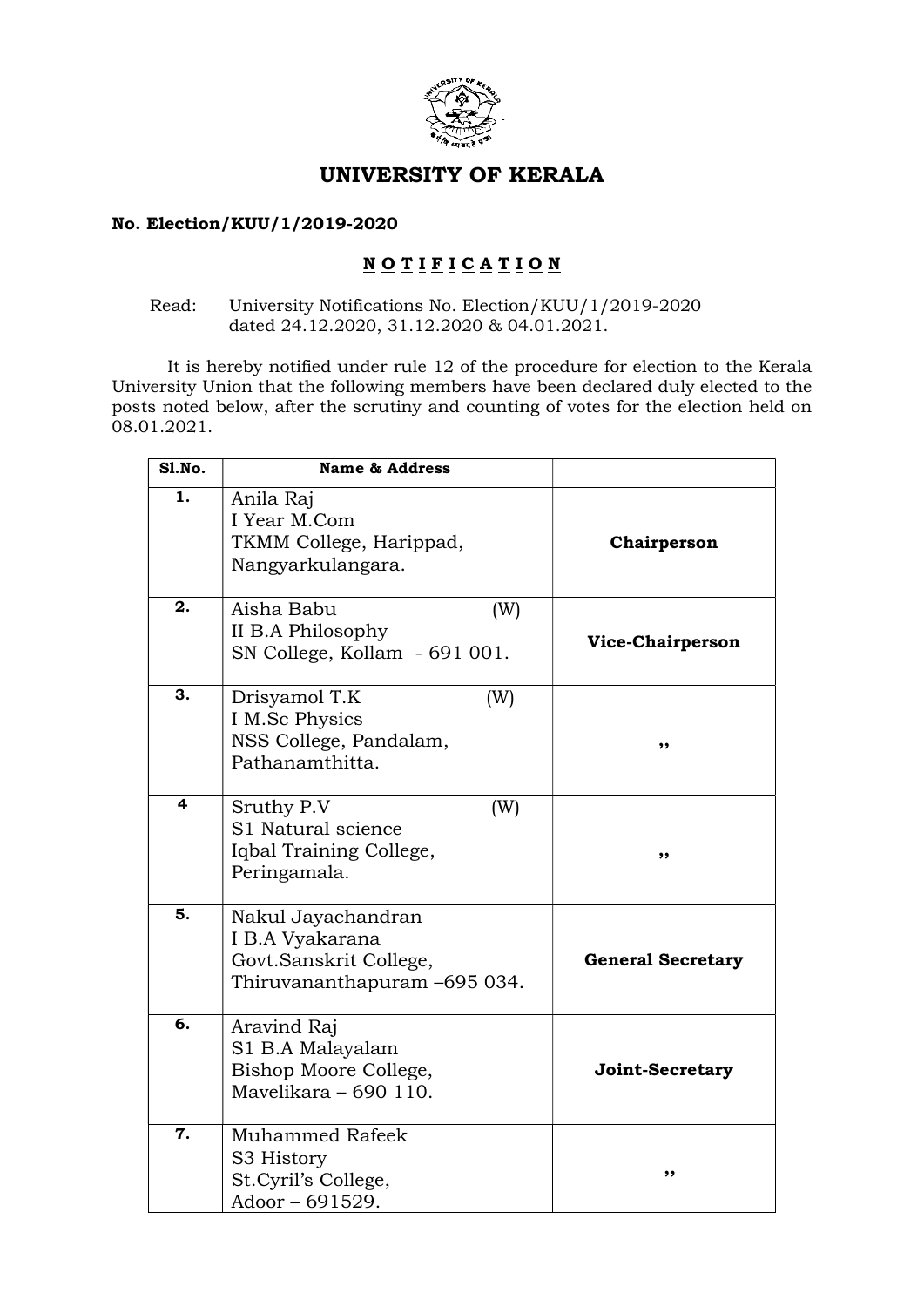# UNIVERSITY OF KERALA

**No. Election/KUU/1/2019-2020**

## N O T I F I C A T I O N

Read: University Notifications No. Election/KUU/1/2019-2020 dated 24.12.2020, 31.12.2020 & 04.01.2021.

It is hereby notified under rule 12 of the procedure for election to the Kerala University Union that the following members have been declared duly elected to the posts noted below, after the scrutiny and counting of votes for the election held on 08.01.2021.

| Sl.No. | Name & Address | |
|---|---|---|
| 1. | Anila Raj<br>I Year M.Com<br>TKMM College, Harippad,<br>Nangyarkulangara. | **Chairperson** |
| 2. | Aisha Babu (W)<br>II B.A Philosophy<br>SN College, Kollam - 691 001. | **Vice-Chairperson** |
| 3. | Drisyamol T.K (W)<br>I M.Sc Physics<br>NSS College, Pandalam,<br>Pathanamthitta. | ,, |
| 4 | Sruthy P.V (W)<br>S1 Natural science<br>Iqbal Training College,<br>Peringamala. | ,, |
| 5. | Nakul Jayachandran<br>I B.A Vyakarana<br>Govt.Sanskrit College,<br>Thiruvananthapuram –695 034. | **General Secretary** |
| 6. | Aravind Raj<br>S1 B.A Malayalam<br>Bishop Moore College,<br>Mavelikara – 690 110. | **Joint-Secretary** |
| 7. | Muhammed Rafeek<br>S3 History<br>St.Cyril's College,<br>Adoor – 691529. | ,, |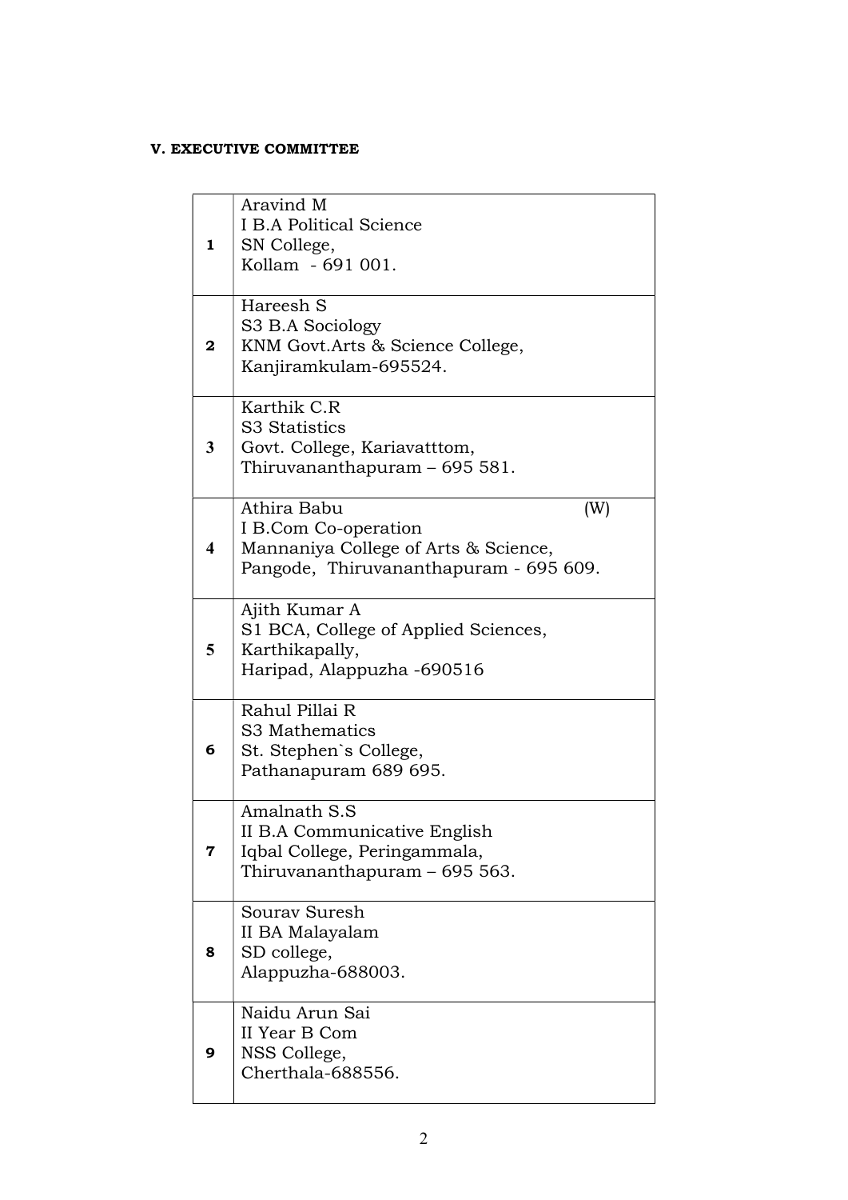**V. EXECUTIVE COMMITTEE**

| | |
|---|---|
| **1** | Aravind M<br>I B.A Political Science<br>SN College,<br>Kollam - 691 001. |
| **2** | Hareesh S<br>S3 B.A Sociology<br>KNM Govt.Arts & Science College,<br>Kanjiramkulam-695524. |
| **3** | Karthik C.R<br>S3 Statistics<br>Govt. College, Kariavatttom,<br>Thiruvananthapuram – 695 581. |
| **4** | Athira Babu (W)<br>I B.Com Co-operation<br>Mannaniya College of Arts & Science,<br>Pangode, Thiruvananthapuram - 695 609. |
| **5** | Ajith Kumar A<br>S1 BCA, College of Applied Sciences,<br>Karthikapally,<br>Haripad, Alappuzha -690516 |
| **6** | Rahul Pillai R<br>S3 Mathematics<br>St. Stephen`s College,<br>Pathanapuram 689 695. |
| **7** | Amalnath S.S<br>II B.A Communicative English<br>Iqbal College, Peringammala,<br>Thiruvananthapuram – 695 563. |
| **8** | Sourav Suresh<br>II BA Malayalam<br>SD college,<br>Alappuzha-688003. |
| **9** | Naidu Arun Sai<br>II Year B Com<br>NSS College,<br>Cherthala-688556. |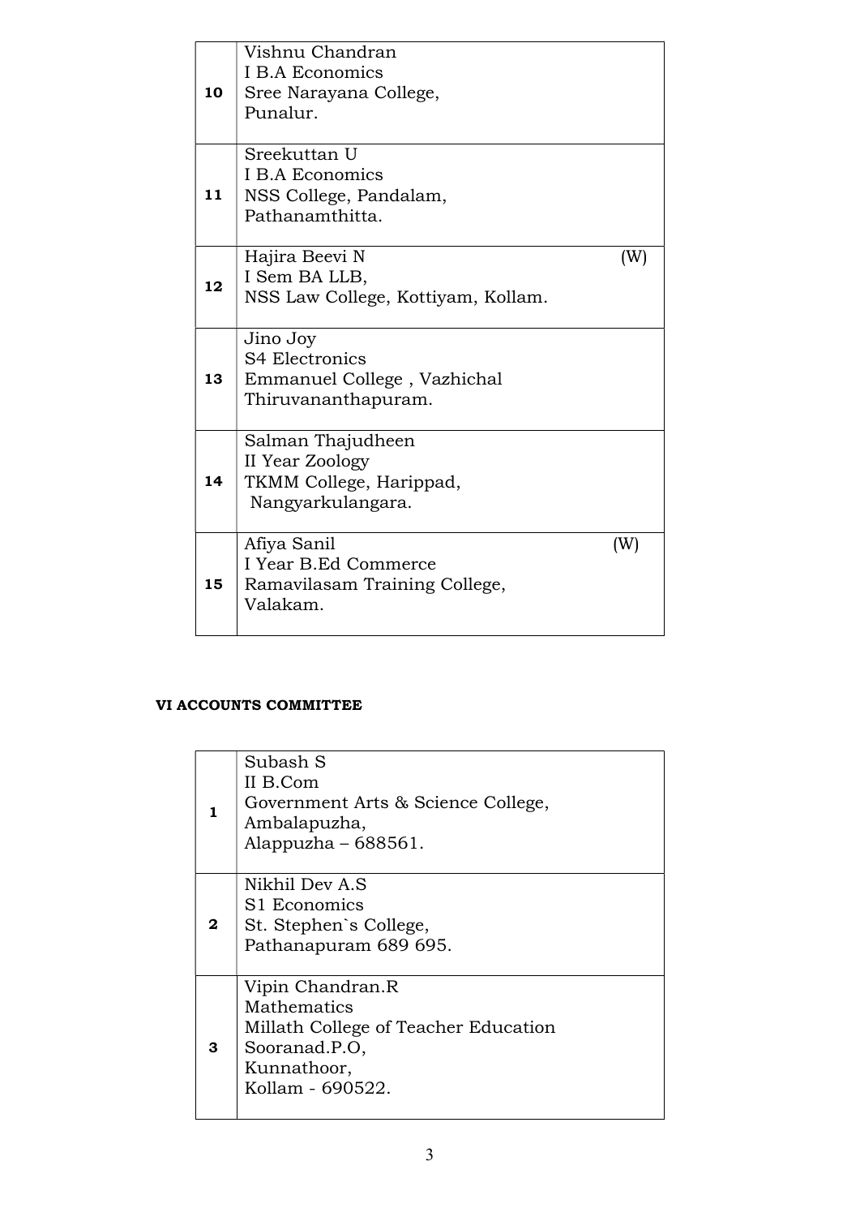| | |
|---|---|
| 10 | Vishnu Chandran<br>I B.A Economics<br>Sree Narayana College,<br>Punalur. |
| 11 | Sreekuttan U<br>I B.A Economics<br>NSS College, Pandalam,<br>Pathanamthitta. |
| 12 | Hajira Beevi N (W)<br>I Sem BA LLB,<br>NSS Law College, Kottiyam, Kollam. |
| 13 | Jino Joy<br>S4 Electronics<br>Emmanuel College , Vazhichal<br>Thiruvananthapuram. |
| 14 | Salman Thajudheen<br>II Year Zoology<br>TKMM College, Harippad,<br>Nangyarkulangara. |
| 15 | Afiya Sanil (W)<br>I Year B.Ed Commerce<br>Ramavilasam Training College,<br>Valakam. |

**VI ACCOUNTS COMMITTEE**

| | |
|---|---|
| 1 | Subash S<br>II B.Com<br>Government Arts & Science College,<br>Ambalapuzha,<br>Alappuzha – 688561. |
| 2 | Nikhil Dev A.S<br>S1 Economics<br>St. Stephen`s College,<br>Pathanapuram 689 695. |
| 3 | Vipin Chandran.R<br>Mathematics<br>Millath College of Teacher Education<br>Sooranad.P.O,<br>Kunnathoor,<br>Kollam - 690522. |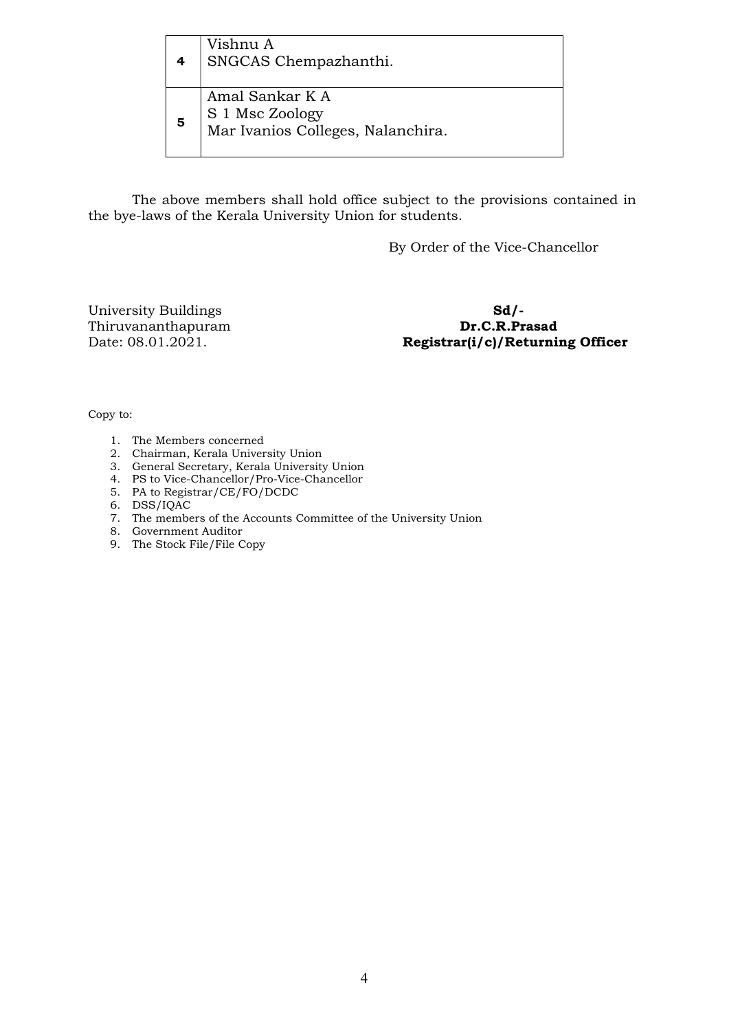| | |
|---|---|
| **4** | Vishnu A<br>SNGCAS Chempazhanthi. |
| **5** | Amal Sankar K A<br>S 1 Msc Zoology<br>Mar Ivanios Colleges, Nalanchira. |

The above members shall hold office subject to the provisions contained in the bye-laws of the Kerala University Union for students.

By Order of the Vice-Chancellor

University Buildings
Thiruvananthapuram
Date: 08.01.2021.

**Sd/-**
**Dr.C.R.Prasad**
**Registrar(i/c)/Returning Officer**

Copy to:

1. The Members concerned
2. Chairman, Kerala University Union
3. General Secretary, Kerala University Union
4. PS to Vice-Chancellor/Pro-Vice-Chancellor
5. PA to Registrar/CE/FO/DCDC
6. DSS/IQAC
7. The members of the Accounts Committee of the University Union
8. Government Auditor
9. The Stock File/File Copy